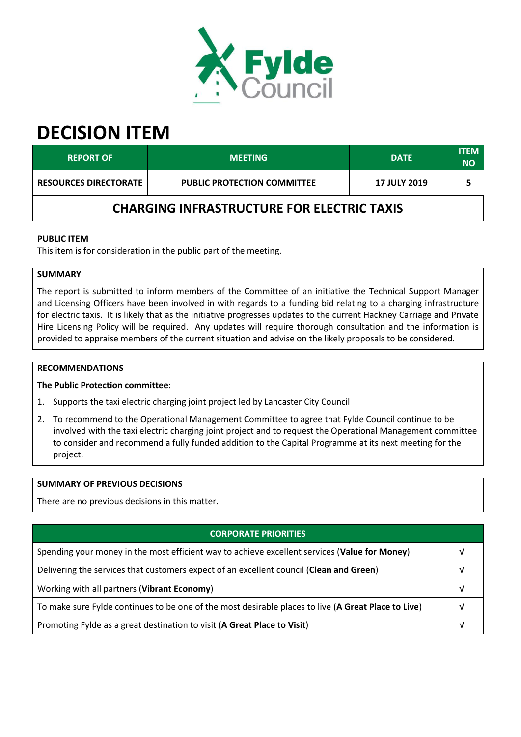# DECISION ITEM

| REPORT OF | MEETING | DATE | ITEM NO |
|---|---|---|---|
| RESOURCES DIRECTORATE | PUBLIC PROTECTION COMMITTEE | 17 JULY 2019 | 5 |

## CHARGING INFRASTRUCTURE FOR ELECTRIC TAXIS

**PUBLIC ITEM**

This item is for consideration in the public part of the meeting.

**SUMMARY**

The report is submitted to inform members of the Committee of an initiative the Technical Support Manager and Licensing Officers have been involved in with regards to a funding bid relating to a charging infrastructure for electric taxis. It is likely that as the initiative progresses updates to the current Hackney Carriage and Private Hire Licensing Policy will be required. Any updates will require thorough consultation and the information is provided to appraise members of the current situation and advise on the likely proposals to be considered.

**RECOMMENDATIONS**

**The Public Protection committee:**

1. Supports the taxi electric charging joint project led by Lancaster City Council
2. To recommend to the Operational Management Committee to agree that Fylde Council continue to be involved with the taxi electric charging joint project and to request the Operational Management committee to consider and recommend a fully funded addition to the Capital Programme at its next meeting for the project.

**SUMMARY OF PREVIOUS DECISIONS**

There are no previous decisions in this matter.

| CORPORATE PRIORITIES | |
|---|---|
| Spending your money in the most efficient way to achieve excellent services (**Value for Money**) | √ |
| Delivering the services that customers expect of an excellent council (**Clean and Green**) | √ |
| Working with all partners (**Vibrant Economy**) | √ |
| To make sure Fylde continues to be one of the most desirable places to live (**A Great Place to Live**) | √ |
| Promoting Fylde as a great destination to visit (**A Great Place to Visit**) | √ |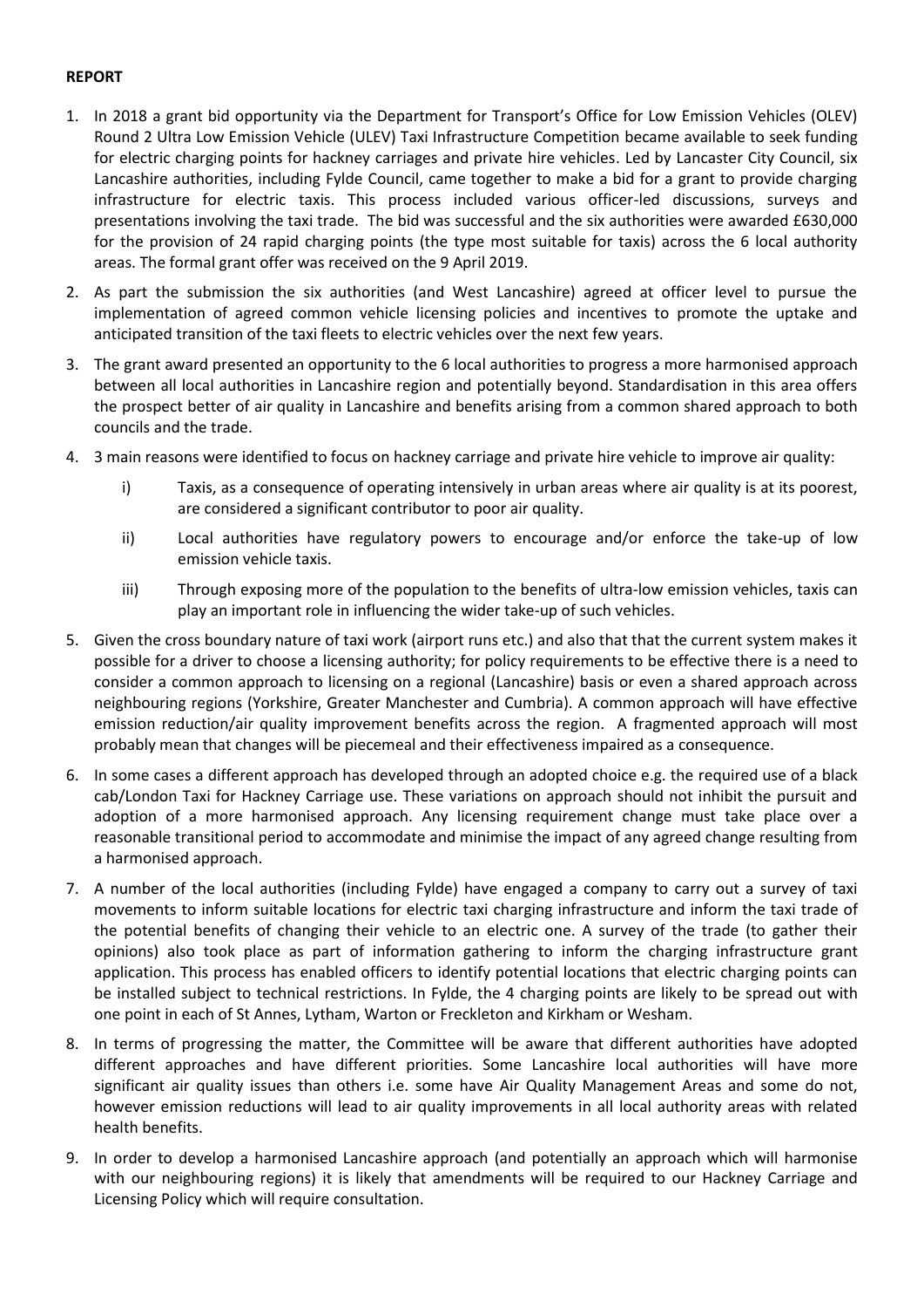**REPORT**

1. In 2018 a grant bid opportunity via the Department for Transport's Office for Low Emission Vehicles (OLEV) Round 2 Ultra Low Emission Vehicle (ULEV) Taxi Infrastructure Competition became available to seek funding for electric charging points for hackney carriages and private hire vehicles. Led by Lancaster City Council, six Lancashire authorities, including Fylde Council, came together to make a bid for a grant to provide charging infrastructure for electric taxis. This process included various officer-led discussions, surveys and presentations involving the taxi trade. The bid was successful and the six authorities were awarded £630,000 for the provision of 24 rapid charging points (the type most suitable for taxis) across the 6 local authority areas. The formal grant offer was received on the 9 April 2019.

2. As part the submission the six authorities (and West Lancashire) agreed at officer level to pursue the implementation of agreed common vehicle licensing policies and incentives to promote the uptake and anticipated transition of the taxi fleets to electric vehicles over the next few years.

3. The grant award presented an opportunity to the 6 local authorities to progress a more harmonised approach between all local authorities in Lancashire region and potentially beyond. Standardisation in this area offers the prospect better of air quality in Lancashire and benefits arising from a common shared approach to both councils and the trade.

4. 3 main reasons were identified to focus on hackney carriage and private hire vehicle to improve air quality:

   i) Taxis, as a consequence of operating intensively in urban areas where air quality is at its poorest, are considered a significant contributor to poor air quality.

   ii) Local authorities have regulatory powers to encourage and/or enforce the take-up of low emission vehicle taxis.

   iii) Through exposing more of the population to the benefits of ultra-low emission vehicles, taxis can play an important role in influencing the wider take-up of such vehicles.

5. Given the cross boundary nature of taxi work (airport runs etc.) and also that that the current system makes it possible for a driver to choose a licensing authority; for policy requirements to be effective there is a need to consider a common approach to licensing on a regional (Lancashire) basis or even a shared approach across neighbouring regions (Yorkshire, Greater Manchester and Cumbria). A common approach will have effective emission reduction/air quality improvement benefits across the region. A fragmented approach will most probably mean that changes will be piecemeal and their effectiveness impaired as a consequence.

6. In some cases a different approach has developed through an adopted choice e.g. the required use of a black cab/London Taxi for Hackney Carriage use. These variations on approach should not inhibit the pursuit and adoption of a more harmonised approach. Any licensing requirement change must take place over a reasonable transitional period to accommodate and minimise the impact of any agreed change resulting from a harmonised approach.

7. A number of the local authorities (including Fylde) have engaged a company to carry out a survey of taxi movements to inform suitable locations for electric taxi charging infrastructure and inform the taxi trade of the potential benefits of changing their vehicle to an electric one. A survey of the trade (to gather their opinions) also took place as part of information gathering to inform the charging infrastructure grant application. This process has enabled officers to identify potential locations that electric charging points can be installed subject to technical restrictions. In Fylde, the 4 charging points are likely to be spread out with one point in each of St Annes, Lytham, Warton or Freckleton and Kirkham or Wesham.

8. In terms of progressing the matter, the Committee will be aware that different authorities have adopted different approaches and have different priorities. Some Lancashire local authorities will have more significant air quality issues than others i.e. some have Air Quality Management Areas and some do not, however emission reductions will lead to air quality improvements in all local authority areas with related health benefits.

9. In order to develop a harmonised Lancashire approach (and potentially an approach which will harmonise with our neighbouring regions) it is likely that amendments will be required to our Hackney Carriage and Licensing Policy which will require consultation.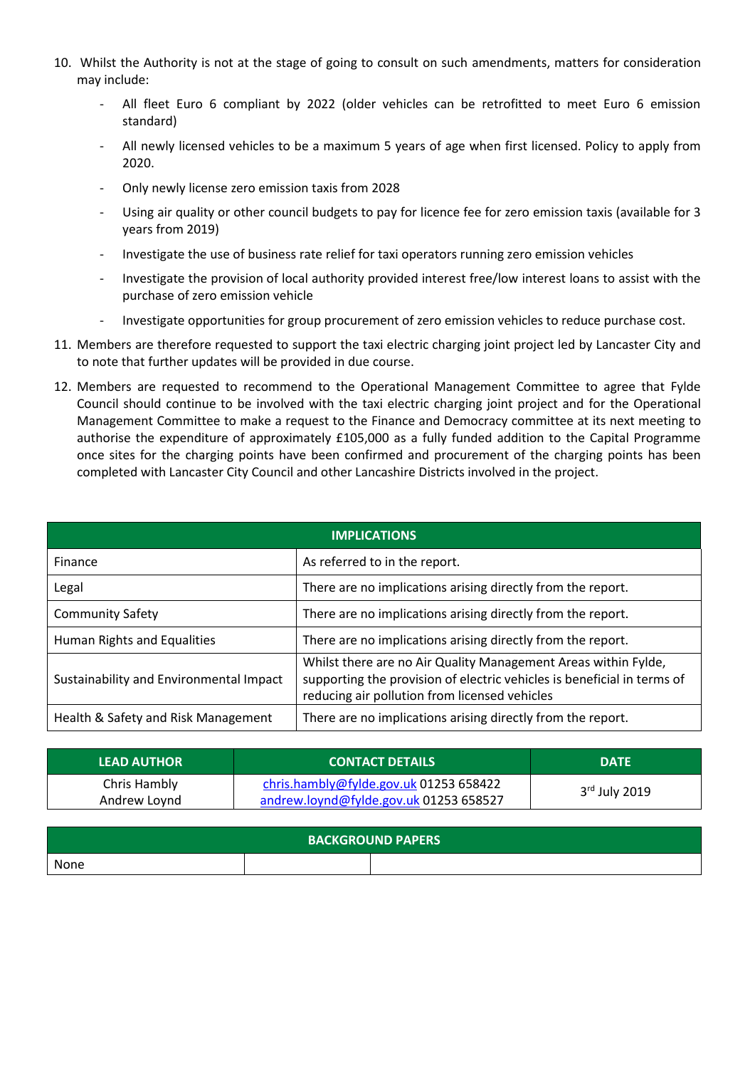10. Whilst the Authority is not at the stage of going to consult on such amendments, matters for consideration may include:

    - All fleet Euro 6 compliant by 2022 (older vehicles can be retrofitted to meet Euro 6 emission standard)
    - All newly licensed vehicles to be a maximum 5 years of age when first licensed. Policy to apply from 2020.
    - Only newly license zero emission taxis from 2028
    - Using air quality or other council budgets to pay for licence fee for zero emission taxis (available for 3 years from 2019)
    - Investigate the use of business rate relief for taxi operators running zero emission vehicles
    - Investigate the provision of local authority provided interest free/low interest loans to assist with the purchase of zero emission vehicle
    - Investigate opportunities for group procurement of zero emission vehicles to reduce purchase cost.

11. Members are therefore requested to support the taxi electric charging joint project led by Lancaster City and to note that further updates will be provided in due course.

12. Members are requested to recommend to the Operational Management Committee to agree that Fylde Council should continue to be involved with the taxi electric charging joint project and for the Operational Management Committee to make a request to the Finance and Democracy committee at its next meeting to authorise the expenditure of approximately £105,000 as a fully funded addition to the Capital Programme once sites for the charging points have been confirmed and procurement of the charging points has been completed with Lancaster City Council and other Lancashire Districts involved in the project.

| IMPLICATIONS | |
|---|---|
| Finance | As referred to in the report. |
| Legal | There are no implications arising directly from the report. |
| Community Safety | There are no implications arising directly from the report. |
| Human Rights and Equalities | There are no implications arising directly from the report. |
| Sustainability and Environmental Impact | Whilst there are no Air Quality Management Areas within Fylde, supporting the provision of electric vehicles is beneficial in terms of reducing air pollution from licensed vehicles |
| Health & Safety and Risk Management | There are no implications arising directly from the report. |

| LEAD AUTHOR | CONTACT DETAILS | DATE |
|---|---|---|
| Chris Hambly<br>Andrew Loynd | chris.hambly@fylde.gov.uk 01253 658422<br>andrew.loynd@fylde.gov.uk 01253 658527 | 3rd July 2019 |

| BACKGROUND PAPERS | | |
|---|---|---|
| None | | |